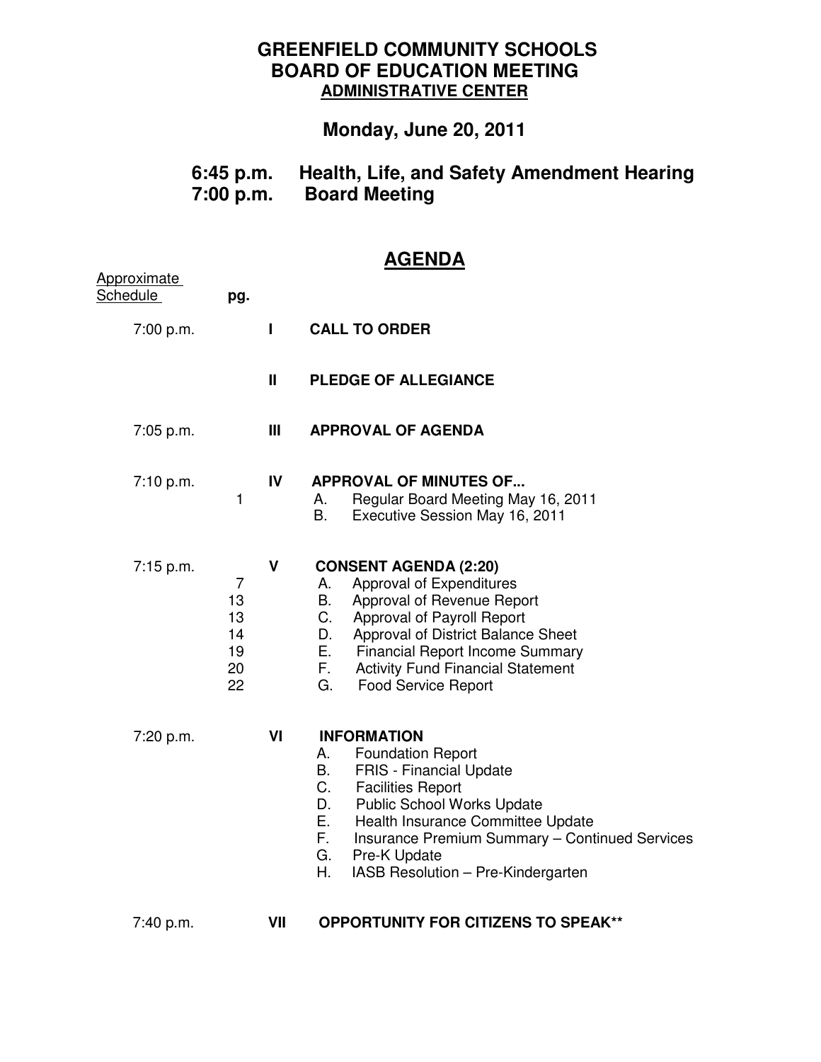# GREENFIELD COMMUNITY SCHOOLS
# BOARD OF EDUCATION MEETING
## ADMINISTRATIVE CENTER

## Monday, June 20, 2011

**6:45 p.m. Health, Life, and Safety Amendment Hearing**
**7:00 p.m. Board Meeting**

## AGENDA

| Approximate Schedule | pg. | | |
|---|---|---|---|
| 7:00 p.m. | | I | **CALL TO ORDER** |
| | | II | **PLEDGE OF ALLEGIANCE** |
| 7:05 p.m. | | III | **APPROVAL OF AGENDA** |
| 7:10 p.m. | | IV | **APPROVAL OF MINUTES OF...** |
| | 1 | | A. Regular Board Meeting May 16, 2011 |
| | | | B. Executive Session May 16, 2011 |
| 7:15 p.m. | | V | **CONSENT AGENDA (2:20)** |
| | 7 | | A. Approval of Expenditures |
| | 13 | | B. Approval of Revenue Report |
| | 13 | | C. Approval of Payroll Report |
| | 14 | | D. Approval of District Balance Sheet |
| | 19 | | E. Financial Report Income Summary |
| | 20 | | F. Activity Fund Financial Statement |
| | 22 | | G. Food Service Report |
| 7:20 p.m. | | VI | **INFORMATION** |
| | | | A. Foundation Report |
| | | | B. FRIS - Financial Update |
| | | | C. Facilities Report |
| | | | D. Public School Works Update |
| | | | E. Health Insurance Committee Update |
| | | | F. Insurance Premium Summary – Continued Services |
| | | | G. Pre-K Update |
| | | | H. IASB Resolution – Pre-Kindergarten |
| 7:40 p.m. | | VII | **OPPORTUNITY FOR CITIZENS TO SPEAK\*\*** |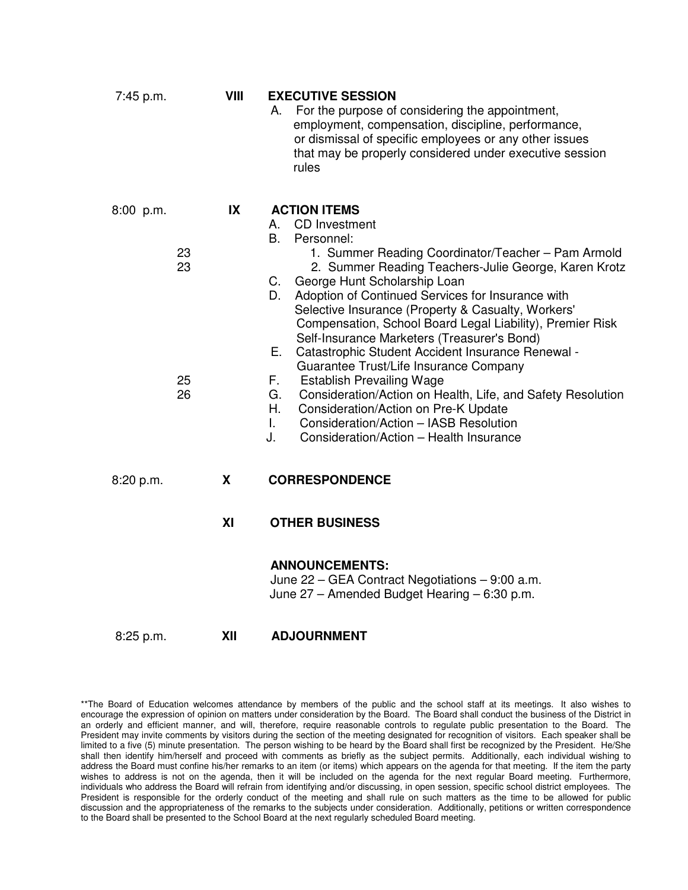7:45 p.m. **VIII** **EXECUTIVE SESSION**

A. For the purpose of considering the appointment, employment, compensation, discipline, performance, or dismissal of specific employees or any other issues that may be properly considered under executive session rules

8:00 p.m. **IX** **ACTION ITEMS**

A. CD Investment

B. Personnel:

23 — 1. Summer Reading Coordinator/Teacher – Pam Armold

23 — 2. Summer Reading Teachers-Julie George, Karen Krotz

C. George Hunt Scholarship Loan

D. Adoption of Continued Services for Insurance with Selective Insurance (Property & Casualty, Workers' Compensation, School Board Legal Liability), Premier Risk Self-Insurance Marketers (Treasurer's Bond)

E. Catastrophic Student Accident Insurance Renewal - Guarantee Trust/Life Insurance Company

25 — F. Establish Prevailing Wage

26 — G. Consideration/Action on Health, Life, and Safety Resolution

H. Consideration/Action on Pre-K Update

I. Consideration/Action – IASB Resolution

J. Consideration/Action – Health Insurance

8:20 p.m. **X** **CORRESPONDENCE**

**XI** **OTHER BUSINESS**

**ANNOUNCEMENTS:**

June 22 – GEA Contract Negotiations – 9:00 a.m.

June 27 – Amended Budget Hearing – 6:30 p.m.

8:25 p.m. **XII** **ADJOURNMENT**

**The Board of Education welcomes attendance by members of the public and the school staff at its meetings. It also wishes to encourage the expression of opinion on matters under consideration by the Board. The Board shall conduct the business of the District in an orderly and efficient manner, and will, therefore, require reasonable controls to regulate public presentation to the Board. The President may invite comments by visitors during the section of the meeting designated for recognition of visitors. Each speaker shall be limited to a five (5) minute presentation. The person wishing to be heard by the Board shall first be recognized by the President. He/She shall then identify him/herself and proceed with comments as briefly as the subject permits. Additionally, each individual wishing to address the Board must confine his/her remarks to an item (or items) which appears on the agenda for that meeting. If the item the party wishes to address is not on the agenda, then it will be included on the agenda for the next regular Board meeting. Furthermore, individuals who address the Board will refrain from identifying and/or discussing, in open session, specific school district employees. The President is responsible for the orderly conduct of the meeting and shall rule on such matters as the time to be allowed for public discussion and the appropriateness of the remarks to the subjects under consideration. Additionally, petitions or written correspondence to the Board shall be presented to the School Board at the next regularly scheduled Board meeting.